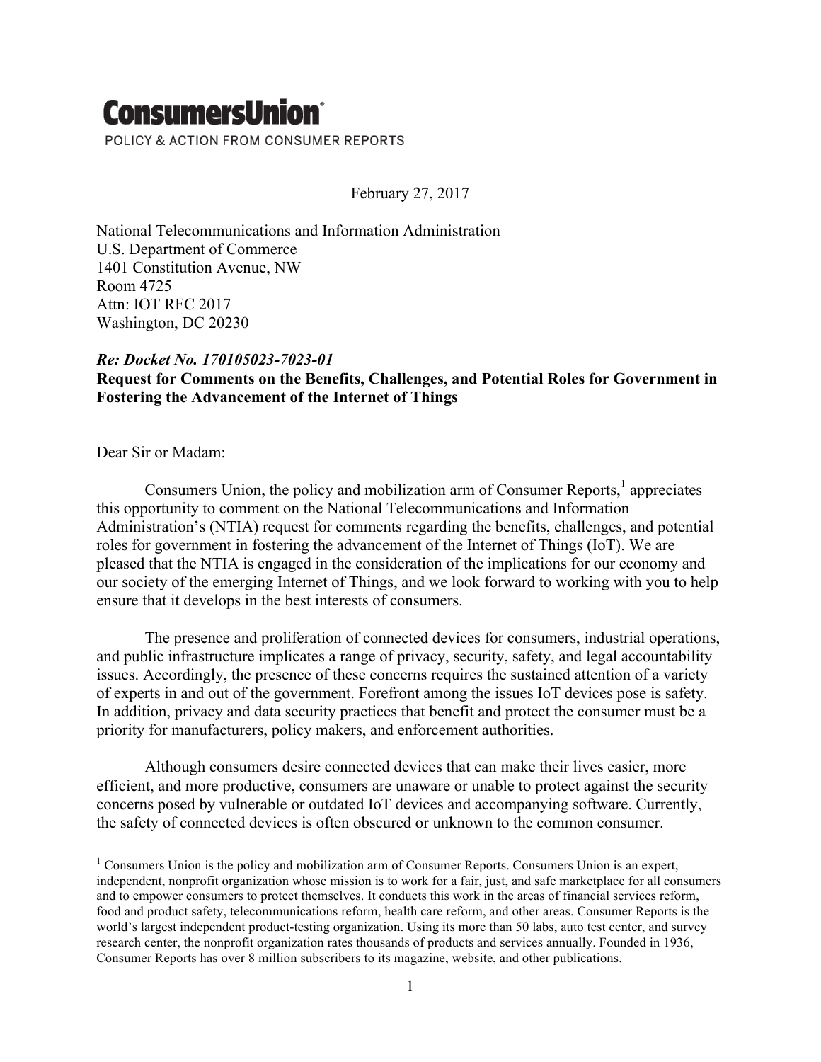**ConsumersUnion**®

POLICY & ACTION FROM CONSUMER REPORTS

February 27, 2017

National Telecommunications and Information Administration
U.S. Department of Commerce
1401 Constitution Avenue, NW
Room 4725
Attn: IOT RFC 2017
Washington, DC 20230

***Re: Docket No. 170105023-7023-01***
**Request for Comments on the Benefits, Challenges, and Potential Roles for Government in Fostering the Advancement of the Internet of Things**

Dear Sir or Madam:

Consumers Union, the policy and mobilization arm of Consumer Reports,[1] appreciates this opportunity to comment on the National Telecommunications and Information Administration's (NTIA) request for comments regarding the benefits, challenges, and potential roles for government in fostering the advancement of the Internet of Things (IoT). We are pleased that the NTIA is engaged in the consideration of the implications for our economy and our society of the emerging Internet of Things, and we look forward to working with you to help ensure that it develops in the best interests of consumers.

The presence and proliferation of connected devices for consumers, industrial operations, and public infrastructure implicates a range of privacy, security, safety, and legal accountability issues. Accordingly, the presence of these concerns requires the sustained attention of a variety of experts in and out of the government. Forefront among the issues IoT devices pose is safety. In addition, privacy and data security practices that benefit and protect the consumer must be a priority for manufacturers, policy makers, and enforcement authorities.

Although consumers desire connected devices that can make their lives easier, more efficient, and more productive, consumers are unaware or unable to protect against the security concerns posed by vulnerable or outdated IoT devices and accompanying software. Currently, the safety of connected devices is often obscured or unknown to the common consumer.

---

[1] Consumers Union is the policy and mobilization arm of Consumer Reports. Consumers Union is an expert, independent, nonprofit organization whose mission is to work for a fair, just, and safe marketplace for all consumers and to empower consumers to protect themselves. It conducts this work in the areas of financial services reform, food and product safety, telecommunications reform, health care reform, and other areas. Consumer Reports is the world's largest independent product-testing organization. Using its more than 50 labs, auto test center, and survey research center, the nonprofit organization rates thousands of products and services annually. Founded in 1936, Consumer Reports has over 8 million subscribers to its magazine, website, and other publications.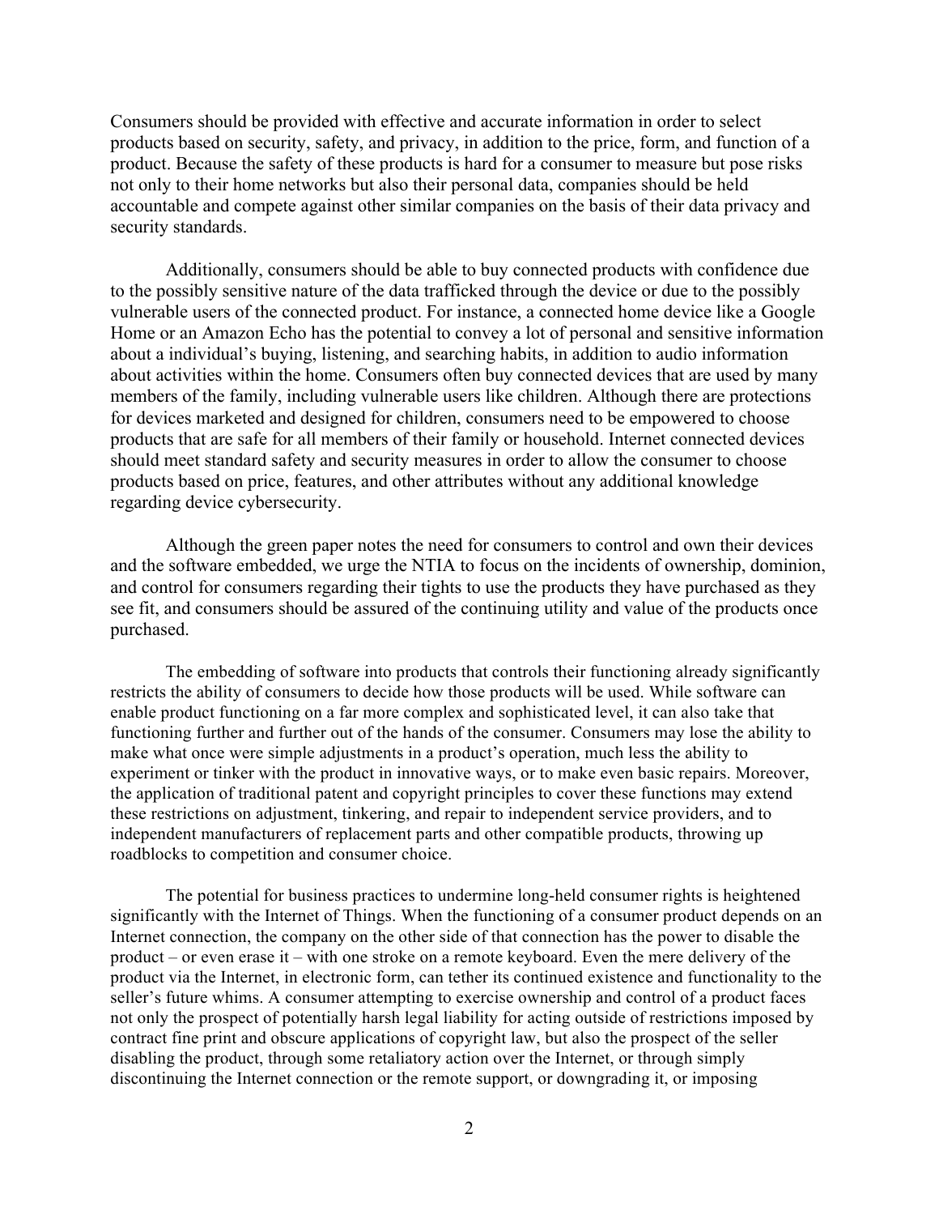Consumers should be provided with effective and accurate information in order to select products based on security, safety, and privacy, in addition to the price, form, and function of a product. Because the safety of these products is hard for a consumer to measure but pose risks not only to their home networks but also their personal data, companies should be held accountable and compete against other similar companies on the basis of their data privacy and security standards.

Additionally, consumers should be able to buy connected products with confidence due to the possibly sensitive nature of the data trafficked through the device or due to the possibly vulnerable users of the connected product. For instance, a connected home device like a Google Home or an Amazon Echo has the potential to convey a lot of personal and sensitive information about a individual's buying, listening, and searching habits, in addition to audio information about activities within the home. Consumers often buy connected devices that are used by many members of the family, including vulnerable users like children. Although there are protections for devices marketed and designed for children, consumers need to be empowered to choose products that are safe for all members of their family or household. Internet connected devices should meet standard safety and security measures in order to allow the consumer to choose products based on price, features, and other attributes without any additional knowledge regarding device cybersecurity.

Although the green paper notes the need for consumers to control and own their devices and the software embedded, we urge the NTIA to focus on the incidents of ownership, dominion, and control for consumers regarding their tights to use the products they have purchased as they see fit, and consumers should be assured of the continuing utility and value of the products once purchased.

The embedding of software into products that controls their functioning already significantly restricts the ability of consumers to decide how those products will be used. While software can enable product functioning on a far more complex and sophisticated level, it can also take that functioning further and further out of the hands of the consumer. Consumers may lose the ability to make what once were simple adjustments in a product's operation, much less the ability to experiment or tinker with the product in innovative ways, or to make even basic repairs. Moreover, the application of traditional patent and copyright principles to cover these functions may extend these restrictions on adjustment, tinkering, and repair to independent service providers, and to independent manufacturers of replacement parts and other compatible products, throwing up roadblocks to competition and consumer choice.

The potential for business practices to undermine long-held consumer rights is heightened significantly with the Internet of Things. When the functioning of a consumer product depends on an Internet connection, the company on the other side of that connection has the power to disable the product – or even erase it – with one stroke on a remote keyboard. Even the mere delivery of the product via the Internet, in electronic form, can tether its continued existence and functionality to the seller's future whims. A consumer attempting to exercise ownership and control of a product faces not only the prospect of potentially harsh legal liability for acting outside of restrictions imposed by contract fine print and obscure applications of copyright law, but also the prospect of the seller disabling the product, through some retaliatory action over the Internet, or through simply discontinuing the Internet connection or the remote support, or downgrading it, or imposing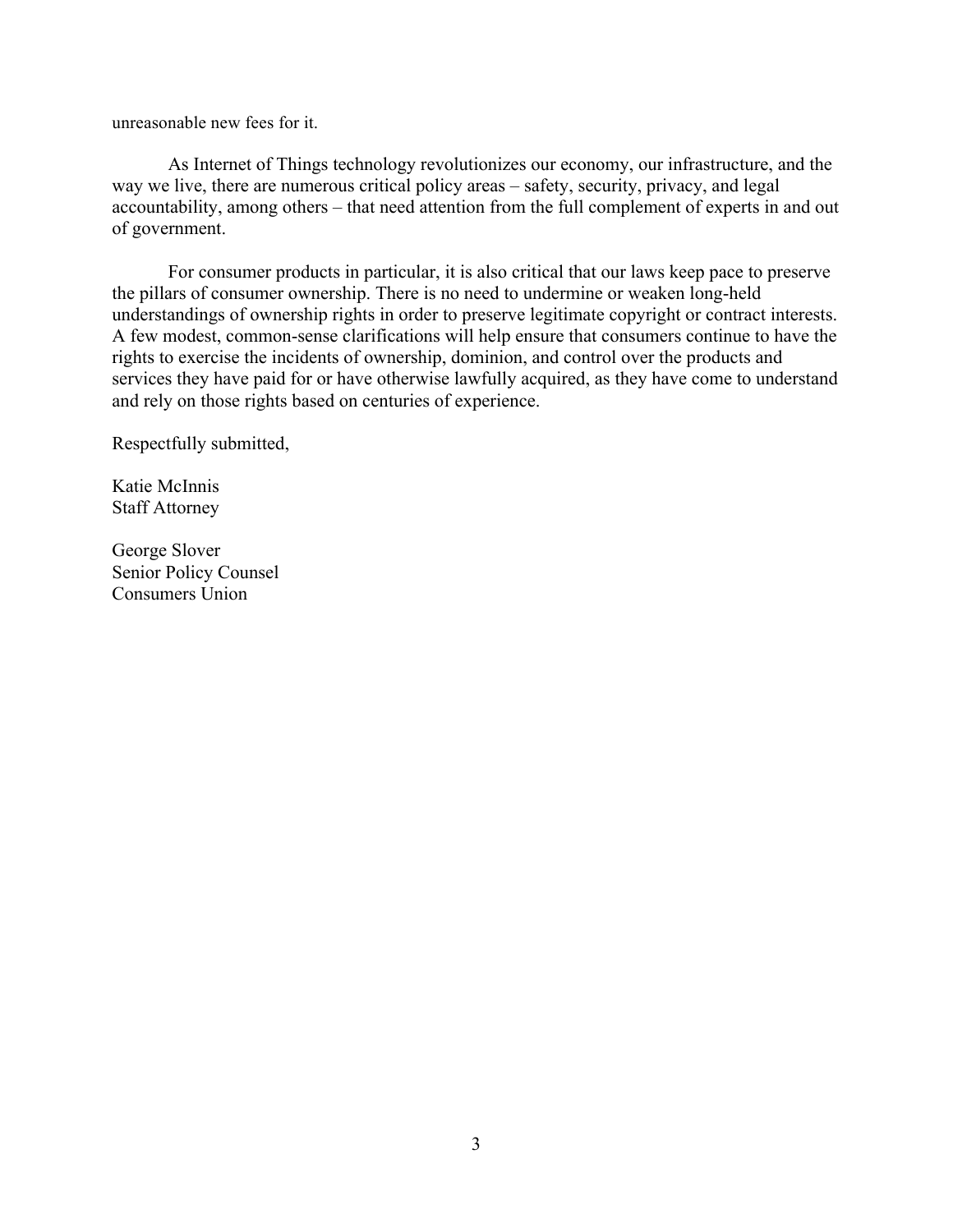unreasonable new fees for it.

As Internet of Things technology revolutionizes our economy, our infrastructure, and the way we live, there are numerous critical policy areas – safety, security, privacy, and legal accountability, among others – that need attention from the full complement of experts in and out of government.

For consumer products in particular, it is also critical that our laws keep pace to preserve the pillars of consumer ownership. There is no need to undermine or weaken long-held understandings of ownership rights in order to preserve legitimate copyright or contract interests. A few modest, common-sense clarifications will help ensure that consumers continue to have the rights to exercise the incidents of ownership, dominion, and control over the products and services they have paid for or have otherwise lawfully acquired, as they have come to understand and rely on those rights based on centuries of experience.

Respectfully submitted,

Katie McInnis  
Staff Attorney

George Slover  
Senior Policy Counsel  
Consumers Union